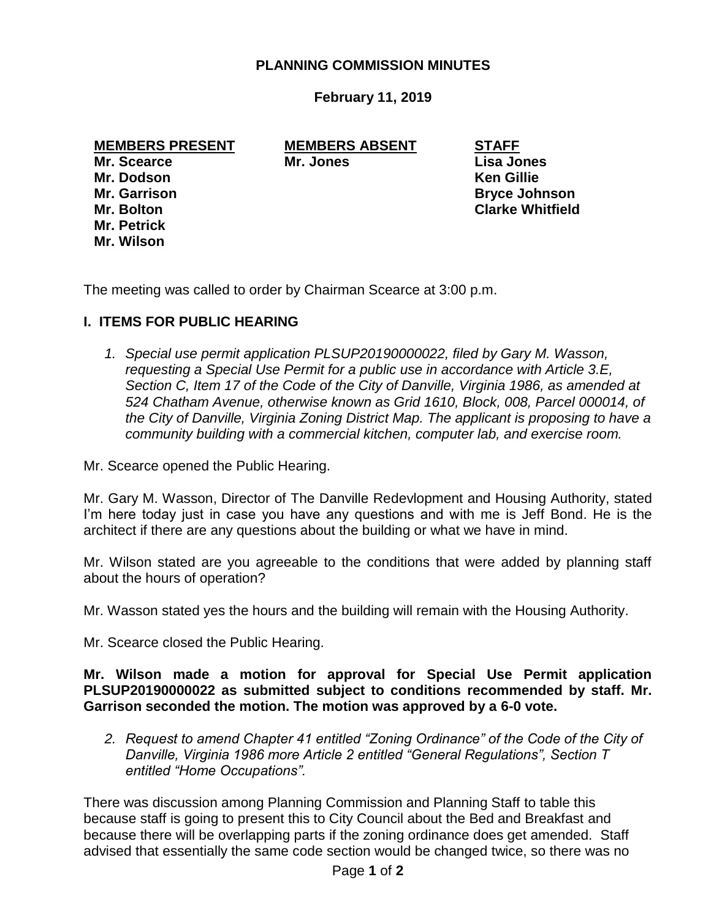# PLANNING COMMISSION MINUTES

**February 11, 2019**

| MEMBERS PRESENT | MEMBERS ABSENT | STAFF |
|---|---|---|
| Mr. Scearce | Mr. Jones | Lisa Jones |
| Mr. Dodson | | Ken Gillie |
| Mr. Garrison | | Bryce Johnson |
| Mr. Bolton | | Clarke Whitfield |
| Mr. Petrick | | |
| Mr. Wilson | | |

The meeting was called to order by Chairman Scearce at 3:00 p.m.

## I. ITEMS FOR PUBLIC HEARING

1. *Special use permit application PLSUP20190000022, filed by Gary M. Wasson, requesting a Special Use Permit for a public use in accordance with Article 3.E, Section C, Item 17 of the Code of the City of Danville, Virginia 1986, as amended at 524 Chatham Avenue, otherwise known as Grid 1610, Block, 008, Parcel 000014, of the City of Danville, Virginia Zoning District Map. The applicant is proposing to have a community building with a commercial kitchen, computer lab, and exercise room.*

Mr. Scearce opened the Public Hearing.

Mr. Gary M. Wasson, Director of The Danville Redevlopment and Housing Authority, stated I'm here today just in case you have any questions and with me is Jeff Bond. He is the architect if there are any questions about the building or what we have in mind.

Mr. Wilson stated are you agreeable to the conditions that were added by planning staff about the hours of operation?

Mr. Wasson stated yes the hours and the building will remain with the Housing Authority.

Mr. Scearce closed the Public Hearing.

**Mr. Wilson made a motion for approval for Special Use Permit application PLSUP20190000022 as submitted subject to conditions recommended by staff. Mr. Garrison seconded the motion. The motion was approved by a 6-0 vote.**

2. *Request to amend Chapter 41 entitled "Zoning Ordinance" of the Code of the City of Danville, Virginia 1986 more Article 2 entitled "General Regulations", Section T entitled "Home Occupations".*

There was discussion among Planning Commission and Planning Staff to table this because staff is going to present this to City Council about the Bed and Breakfast and because there will be overlapping parts if the zoning ordinance does get amended. Staff advised that essentially the same code section would be changed twice, so there was no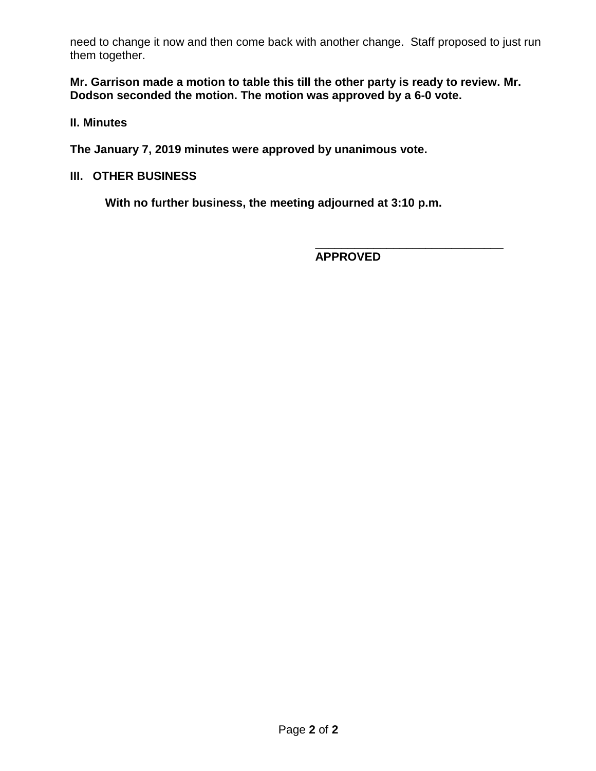need to change it now and then come back with another change. Staff proposed to just run them together.

**Mr. Garrison made a motion to table this till the other party is ready to review. Mr. Dodson seconded the motion. The motion was approved by a 6-0 vote.**

**II. Minutes**

**The January 7, 2019 minutes were approved by unanimous vote.**

**III. OTHER BUSINESS**

**With no further business, the meeting adjourned at 3:10 p.m.**

\_\_\_\_\_\_\_\_\_\_\_\_\_\_\_\_\_\_\_\_\_\_\_\_\_\_\_\_\_\_\_\_

**APPROVED**